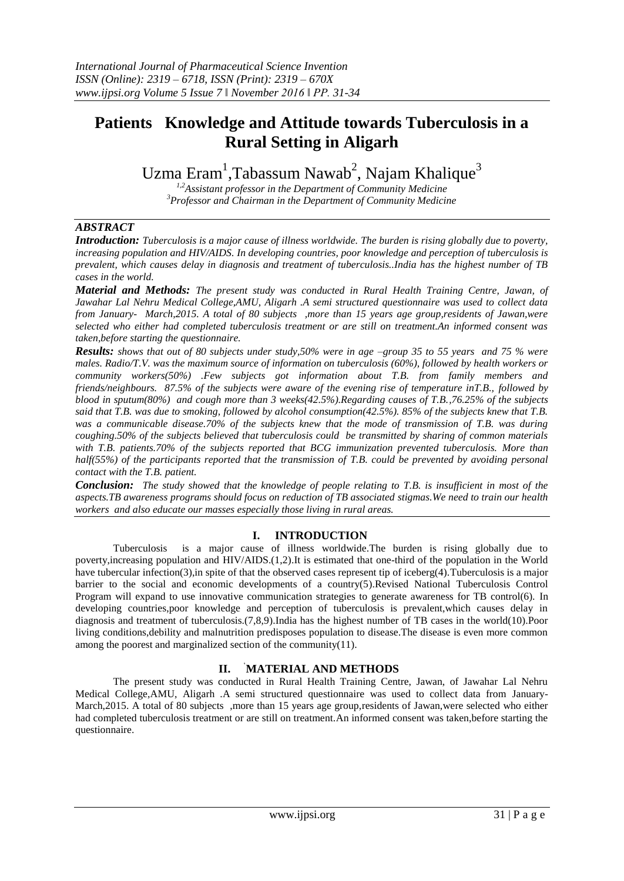# Patients Knowledge and Attitude towards Tuberculosis in a Rural Setting in Aligarh

Uzma Eram[1],Tabassum Nawab[2], Najam Khalique[3]

[1,2]Assistant professor in the Department of Community Medicine
[3]Professor and Chairman in the Department of Community Medicine

## ABSTRACT

***Introduction:*** *Tuberculosis is a major cause of illness worldwide. The burden is rising globally due to poverty, increasing population and HIV/AIDS. In developing countries, poor knowledge and perception of tuberculosis is prevalent, which causes delay in diagnosis and treatment of tuberculosis..India has the highest number of TB cases in the world.*

***Material and Methods:*** *The present study was conducted in Rural Health Training Centre, Jawan, of Jawahar Lal Nehru Medical College,AMU, Aligarh .A semi structured questionnaire was used to collect data from January- March,2015. A total of 80 subjects ,more than 15 years age group,residents of Jawan,were selected who either had completed tuberculosis treatment or are still on treatment.An informed consent was taken,before starting the questionnaire.*

***Results:*** *shows that out of 80 subjects under study,50% were in age –group 35 to 55 years and 75 % were males. Radio/T.V. was the maximum source of information on tuberculosis (60%), followed by health workers or community workers(50%) .Few subjects got information about T.B. from family members and friends/neighbours. 87.5% of the subjects were aware of the evening rise of temperature inT.B., followed by blood in sputum(80%) and cough more than 3 weeks(42.5%).Regarding causes of T.B.,76.25% of the subjects said that T.B. was due to smoking, followed by alcohol consumption(42.5%). 85% of the subjects knew that T.B. was a communicable disease.70% of the subjects knew that the mode of transmission of T.B. was during coughing.50% of the subjects believed that tuberculosis could be transmitted by sharing of common materials with T.B. patients.70% of the subjects reported that BCG immunization prevented tuberculosis. More than half(55%) of the participants reported that the transmission of T.B. could be prevented by avoiding personal contact with the T.B. patient.*

***Conclusion:*** *The study showed that the knowledge of people relating to T.B. is insufficient in most of the aspects.TB awareness programs should focus on reduction of TB associated stigmas.We need to train our health workers and also educate our masses especially those living in rural areas.*

## I. INTRODUCTION

Tuberculosis is a major cause of illness worldwide.The burden is rising globally due to poverty,increasing population and HIV/AIDS.(1,2).It is estimated that one-third of the population in the World have tubercular infection(3),in spite of that the observed cases represent tip of iceberg(4).Tuberculosis is a major barrier to the social and economic developments of a country(5).Revised National Tuberculosis Control Program will expand to use innovative communication strategies to generate awareness for TB control(6). In developing countries,poor knowledge and perception of tuberculosis is prevalent,which causes delay in diagnosis and treatment of tuberculosis.(7,8,9).India has the highest number of TB cases in the world(10).Poor living conditions,debility and malnutrition predisposes population to disease.The disease is even more common among the poorest and marginalized section of the community(11).

## II. MATERIAL AND METHODS

The present study was conducted in Rural Health Training Centre, Jawan, of Jawahar Lal Nehru Medical College,AMU, Aligarh .A semi structured questionnaire was used to collect data from January-March,2015. A total of 80 subjects ,more than 15 years age group,residents of Jawan,were selected who either had completed tuberculosis treatment or are still on treatment.An informed consent was taken,before starting the questionnaire.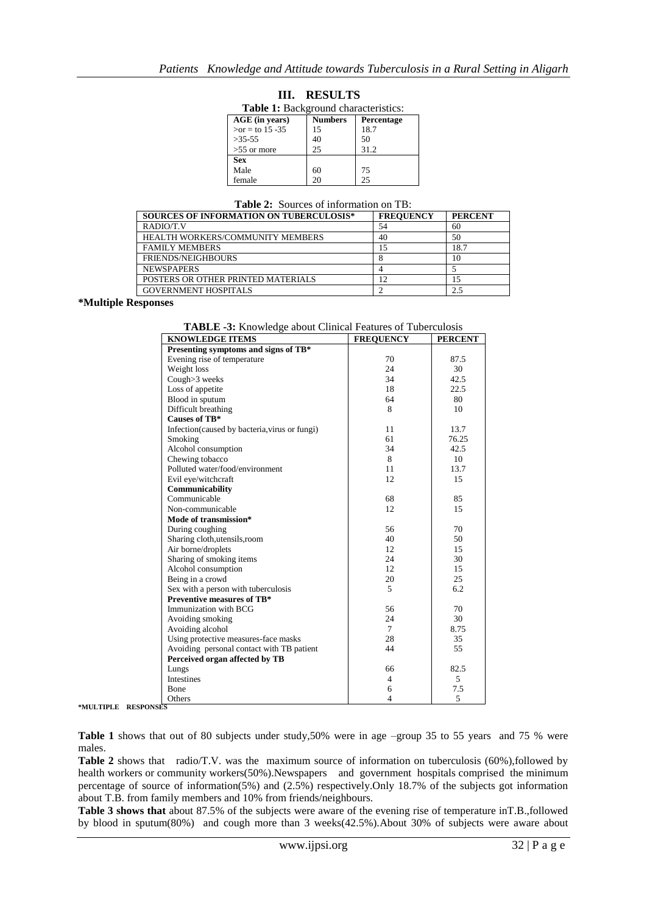## III. RESULTS

**Table 1:** Background characteristics:

| AGE (in years) | Numbers | Percentage |
|---|---|---|
| >or = to 15 -35 | 15 | 18.7 |
| >35-55 | 40 | 50 |
| >55 or more | 25 | 31.2 |
| **Sex** | | |
| Male | 60 | 75 |
| female | 20 | 25 |

**Table 2:** Sources of information on TB:

| SOURCES OF INFORMATION ON TUBERCULOSIS* | FREQUENCY | PERCENT |
|---|---|---|
| RADIO/T.V | 54 | 60 |
| HEALTH WORKERS/COMMUNITY MEMBERS | 40 | 50 |
| FAMILY MEMBERS | 15 | 18.7 |
| FRIENDS/NEIGHBOURS | 8 | 10 |
| NEWSPAPERS | 4 | 5 |
| POSTERS OR OTHER PRINTED MATERIALS | 12 | 15 |
| GOVERNMENT HOSPITALS | 2 | 2.5 |

**\*Multiple Responses**

**TABLE -3:** Knowledge about Clinical Features of Tuberculosis

| KNOWLEDGE ITEMS | FREQUENCY | PERCENT |
|---|---|---|
| **Presenting symptoms and signs of TB*** | | |
| Evening rise of temperature | 70 | 87.5 |
| Weight loss | 24 | 30 |
| Cough>3 weeks | 34 | 42.5 |
| Loss of appetite | 18 | 22.5 |
| Blood in sputum | 64 | 80 |
| Difficult breathing | 8 | 10 |
| **Causes of TB*** | | |
| Infection(caused by bacteria,virus or fungi) | 11 | 13.7 |
| Smoking | 61 | 76.25 |
| Alcohol consumption | 34 | 42.5 |
| Chewing tobacco | 8 | 10 |
| Polluted water/food/environment | 11 | 13.7 |
| Evil eye/witchcraft | 12 | 15 |
| **Communicability** | | |
| Communicable | 68 | 85 |
| Non-communicable | 12 | 15 |
| **Mode of transmission*** | | |
| During coughing | 56 | 70 |
| Sharing cloth,utensils,room | 40 | 50 |
| Air borne/droplets | 12 | 15 |
| Sharing of smoking items | 24 | 30 |
| Alcohol consumption | 12 | 15 |
| Being in a crowd | 20 | 25 |
| Sex with a person with tuberculosis | 5 | 6.2 |
| **Preventive measures of TB*** | | |
| Immunization with BCG | 56 | 70 |
| Avoiding smoking | 24 | 30 |
| Avoiding alcohol | 7 | 8.75 |
| Using protective measures-face masks | 28 | 35 |
| Avoiding personal contact with TB patient | 44 | 55 |
| **Perceived organ affected by TB** | | |
| Lungs | 66 | 82.5 |
| Intestines | 4 | 5 |
| Bone | 6 | 7.5 |
| Others | 4 | 5 |

**\*MULTIPLE RESPONSES**

**Table 1** shows that out of 80 subjects under study,50% were in age –group 35 to 55 years and 75 % were males.

**Table 2** shows that radio/T.V. was the maximum source of information on tuberculosis (60%),followed by health workers or community workers(50%).Newspapers and government hospitals comprised the minimum percentage of source of information(5%) and (2.5%) respectively.Only 18.7% of the subjects got information about T.B. from family members and 10% from friends/neighbours.

**Table 3 shows that** about 87.5% of the subjects were aware of the evening rise of temperature inT.B.,followed by blood in sputum(80%) and cough more than 3 weeks(42.5%).About 30% of subjects were aware about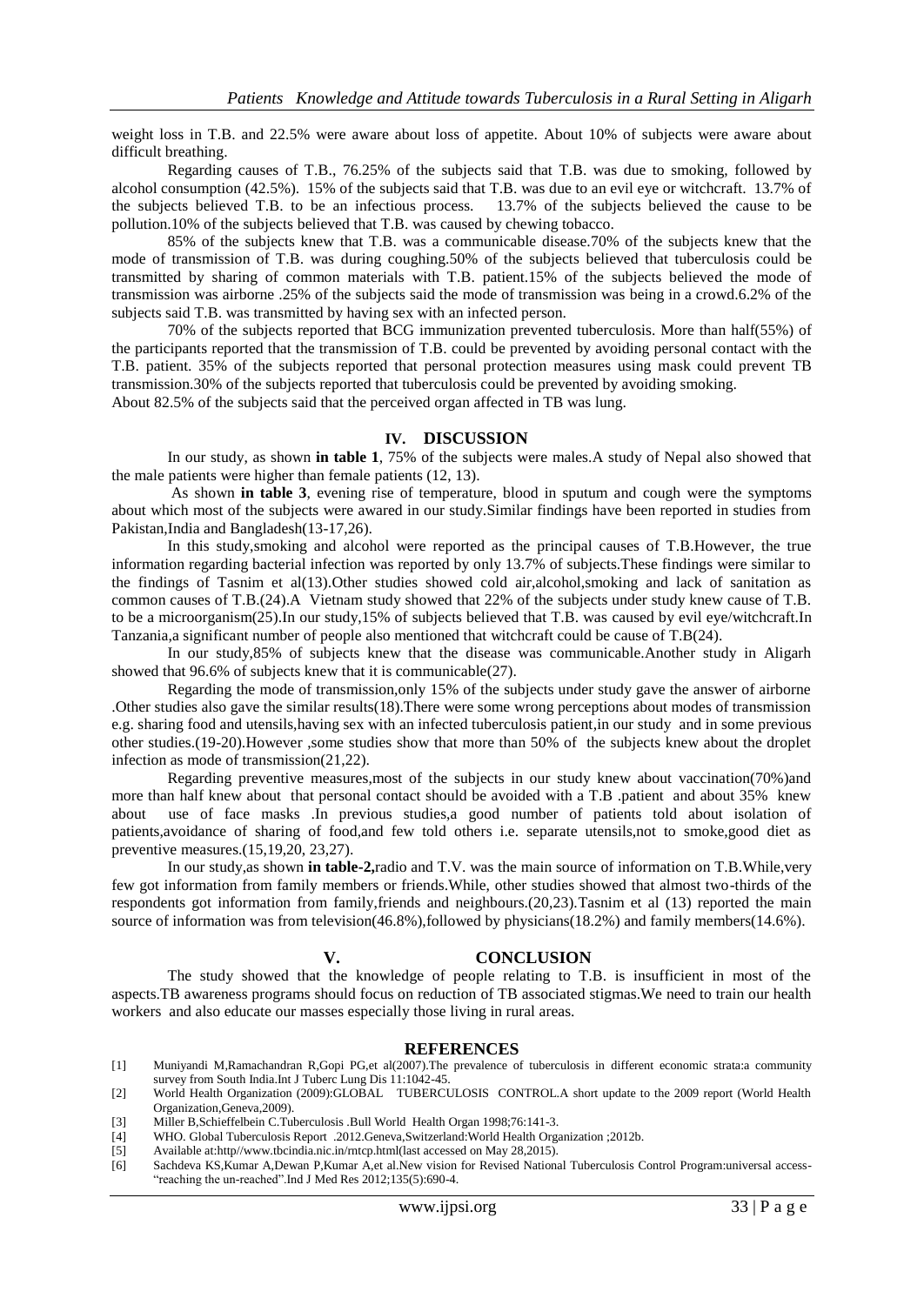weight loss in T.B. and 22.5% were aware about loss of appetite. About 10% of subjects were aware about difficult breathing.

Regarding causes of T.B., 76.25% of the subjects said that T.B. was due to smoking, followed by alcohol consumption (42.5%). 15% of the subjects said that T.B. was due to an evil eye or witchcraft. 13.7% of the subjects believed T.B. to be an infectious process. 13.7% of the subjects believed the cause to be pollution.10% of the subjects believed that T.B. was caused by chewing tobacco.

85% of the subjects knew that T.B. was a communicable disease.70% of the subjects knew that the mode of transmission of T.B. was during coughing.50% of the subjects believed that tuberculosis could be transmitted by sharing of common materials with T.B. patient.15% of the subjects believed the mode of transmission was airborne .25% of the subjects said the mode of transmission was being in a crowd.6.2% of the subjects said T.B. was transmitted by having sex with an infected person.

70% of the subjects reported that BCG immunization prevented tuberculosis. More than half(55%) of the participants reported that the transmission of T.B. could be prevented by avoiding personal contact with the T.B. patient. 35% of the subjects reported that personal protection measures using mask could prevent TB transmission.30% of the subjects reported that tuberculosis could be prevented by avoiding smoking.
About 82.5% of the subjects said that the perceived organ affected in TB was lung.

## IV. DISCUSSION

In our study, as shown **in table 1**, 75% of the subjects were males.A study of Nepal also showed that the male patients were higher than female patients (12, 13).

As shown **in table 3**, evening rise of temperature, blood in sputum and cough were the symptoms about which most of the subjects were awared in our study.Similar findings have been reported in studies from Pakistan,India and Bangladesh(13-17,26).

In this study,smoking and alcohol were reported as the principal causes of T.B.However, the true information regarding bacterial infection was reported by only 13.7% of subjects.These findings were similar to the findings of Tasnim et al(13).Other studies showed cold air,alcohol,smoking and lack of sanitation as common causes of T.B.(24).A Vietnam study showed that 22% of the subjects under study knew cause of T.B. to be a microorganism(25).In our study,15% of subjects believed that T.B. was caused by evil eye/witchcraft.In Tanzania,a significant number of people also mentioned that witchcraft could be cause of T.B(24).

In our study,85% of subjects knew that the disease was communicable.Another study in Aligarh showed that 96.6% of subjects knew that it is communicable(27).

Regarding the mode of transmission,only 15% of the subjects under study gave the answer of airborne .Other studies also gave the similar results(18).There were some wrong perceptions about modes of transmission e.g. sharing food and utensils,having sex with an infected tuberculosis patient,in our study and in some previous other studies.(19-20).However ,some studies show that more than 50% of the subjects knew about the droplet infection as mode of transmission(21,22).

Regarding preventive measures,most of the subjects in our study knew about vaccination(70%)and more than half knew about that personal contact should be avoided with a T.B .patient and about 35% knew about use of face masks .In previous studies,a good number of patients told about isolation of patients,avoidance of sharing of food,and few told others i.e. separate utensils,not to smoke,good diet as preventive measures.(15,19,20, 23,27).

In our study,as shown **in table-2,** radio and T.V. was the main source of information on T.B.While,very few got information from family members or friends.While, other studies showed that almost two-thirds of the respondents got information from family,friends and neighbours.(20,23).Tasnim et al (13) reported the main source of information was from television(46.8%),followed by physicians(18.2%) and family members(14.6%).

## V. CONCLUSION

The study showed that the knowledge of people relating to T.B. is insufficient in most of the aspects.TB awareness programs should focus on reduction of TB associated stigmas.We need to train our health workers and also educate our masses especially those living in rural areas.

## REFERENCES

[1] Muniyandi M,Ramachandran R,Gopi PG,et al(2007).The prevalence of tuberculosis in different economic strata:a community survey from South India.Int J Tuberc Lung Dis 11:1042-45.
[2] World Health Organization (2009):GLOBAL TUBERCULOSIS CONTROL.A short update to the 2009 report (World Health Organization,Geneva,2009).
[3] Miller B,Schieffelbein C.Tuberculosis .Bull World Health Organ 1998;76:141-3.
[4] WHO. Global Tuberculosis Report .2012.Geneva,Switzerland:World Health Organization ;2012b.
[5] Available at:http//www.tbcindia.nic.in/mtcp.html(last accessed on May 28,2015).
[6] Sachdeva KS,Kumar A,Dewan P,Kumar A,et al.New vision for Revised National Tuberculosis Control Program:universal access-"reaching the un-reached".Ind J Med Res 2012;135(5):690-4.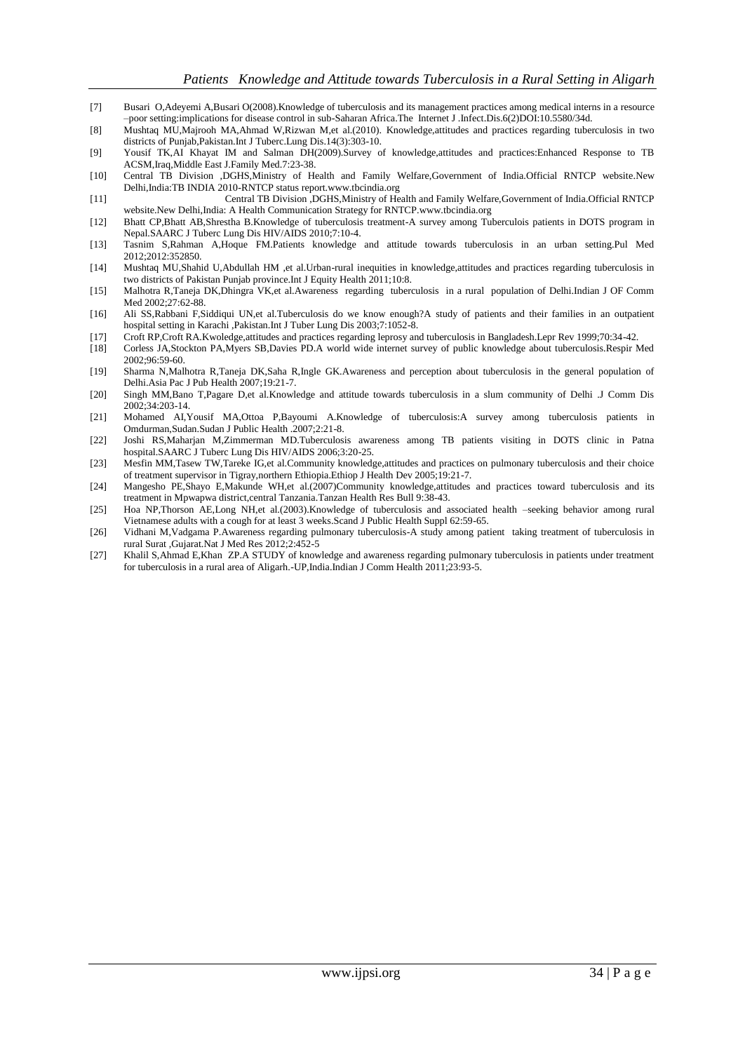[7] Busari O,Adeyemi A,Busari O(2008).Knowledge of tuberculosis and its management practices among medical interns in a resource –poor setting:implications for disease control in sub-Saharan Africa.The Internet J .Infect.Dis.6(2)DOI:10.5580/34d.

[8] Mushtaq MU,Majrooh MA,Ahmad W,Rizwan M,et al.(2010). Knowledge,attitudes and practices regarding tuberculosis in two districts of Punjab,Pakistan.Int J Tuberc.Lung Dis.14(3):303-10.

[9] Yousif TK,AI Khayat IM and Salman DH(2009).Survey of knowledge,attitudes and practices:Enhanced Response to TB ACSM,Iraq,Middle East J.Family Med.7:23-38.

[10] Central TB Division ,DGHS,Ministry of Health and Family Welfare,Government of India.Official RNTCP website.New Delhi,India:TB INDIA 2010-RNTCP status report.www.tbcindia.org

[11] Central TB Division ,DGHS,Ministry of Health and Family Welfare,Government of India.Official RNTCP website.New Delhi,India: A Health Communication Strategy for RNTCP.www.tbcindia.org

[12] Bhatt CP,Bhatt AB,Shrestha B.Knowledge of tuberculosis treatment-A survey among Tuberculois patients in DOTS program in Nepal.SAARC J Tuberc Lung Dis HIV/AIDS 2010;7:10-4.

[13] Tasnim S,Rahman A,Hoque FM.Patients knowledge and attitude towards tuberculosis in an urban setting.Pul Med 2012;2012:352850.

[14] Mushtaq MU,Shahid U,Abdullah HM ,et al.Urban-rural inequities in knowledge,attitudes and practices regarding tuberculosis in two districts of Pakistan Punjab province.Int J Equity Health 2011;10:8.

[15] Malhotra R,Taneja DK,Dhingra VK,et al.Awareness regarding tuberculosis in a rural population of Delhi.Indian J OF Comm Med 2002;27:62-88.

[16] Ali SS,Rabbani F,Siddiqui UN,et al.Tuberculosis do we know enough?A study of patients and their families in an outpatient hospital setting in Karachi ,Pakistan.Int J Tuber Lung Dis 2003;7:1052-8.

[17] Croft RP,Croft RA.Kwoledge,attitudes and practices regarding leprosy and tuberculosis in Bangladesh.Lepr Rev 1999;70:34-42.

[18] Corless JA,Stockton PA,Myers SB,Davies PD.A world wide internet survey of public knowledge about tuberculosis.Respir Med 2002;96:59-60.

[19] Sharma N,Malhotra R,Taneja DK,Saha R,Ingle GK.Awareness and perception about tuberculosis in the general population of Delhi.Asia Pac J Pub Health 2007;19:21-7.

[20] Singh MM,Bano T,Pagare D,et al.Knowledge and attitude towards tuberculosis in a slum community of Delhi .J Comm Dis 2002;34:203-14.

[21] Mohamed AI,Yousif MA,Ottoa P,Bayoumi A.Knowledge of tuberculosis:A survey among tuberculosis patients in Omdurman,Sudan.Sudan J Public Health .2007;2:21-8.

[22] Joshi RS,Maharjan M,Zimmerman MD.Tuberculosis awareness among TB patients visiting in DOTS clinic in Patna hospital.SAARC J Tuberc Lung Dis HIV/AIDS 2006;3:20-25.

[23] Mesfin MM,Tasew TW,Tareke IG,et al.Community knowledge,attitudes and practices on pulmonary tuberculosis and their choice of treatment supervisor in Tigray,northern Ethiopia.Ethiop J Health Dev 2005;19:21-7.

[24] Mangesho PE,Shayo E,Makunde WH,et al.(2007)Community knowledge,attitudes and practices toward tuberculosis and its treatment in Mpwapwa district,central Tanzania.Tanzan Health Res Bull 9:38-43.

[25] Hoa NP,Thorson AE,Long NH,et al.(2003).Knowledge of tuberculosis and associated health –seeking behavior among rural Vietnamese adults with a cough for at least 3 weeks.Scand J Public Health Suppl 62:59-65.

[26] Vidhani M,Vadgama P.Awareness regarding pulmonary tuberculosis-A study among patient taking treatment of tuberculosis in rural Surat ,Gujarat.Nat J Med Res 2012;2:452-5

[27] Khalil S,Ahmad E,Khan ZP.A STUDY of knowledge and awareness regarding pulmonary tuberculosis in patients under treatment for tuberculosis in a rural area of Aligarh.-UP,India.Indian J Comm Health 2011;23:93-5.